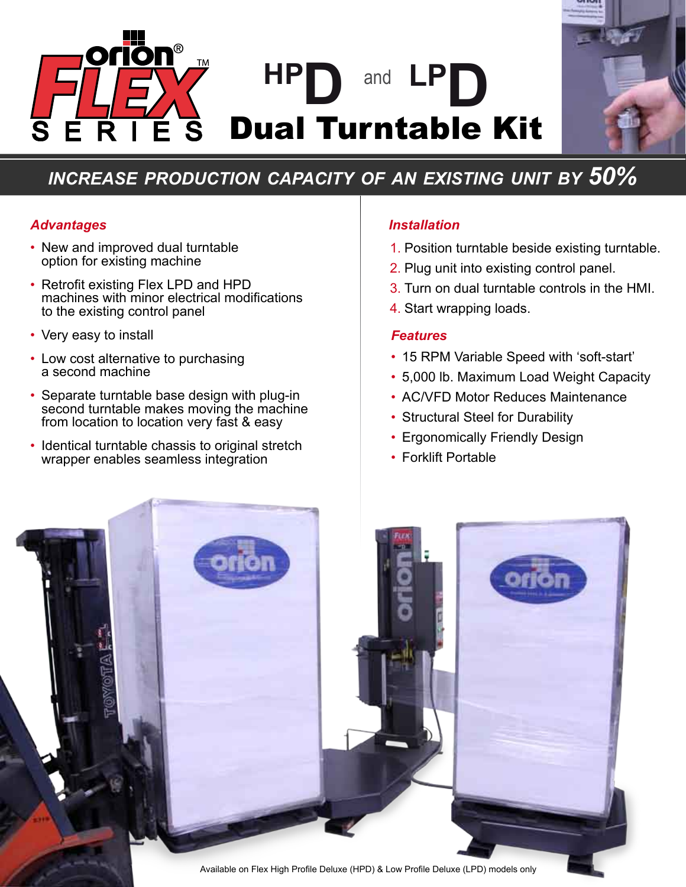# HPD and LPD Dual Turntable Kit

## INCREASE PRODUCTION CAPACITY OF AN EXISTING UNIT BY 50%

### Advantages

- New and improved dual turntable option for existing machine
- Retrofit existing Flex LPD and HPD machines with minor electrical modifications to the existing control panel
- Very easy to install
- Low cost alternative to purchasing a second machine
- Separate turntable base design with plug-in second turntable makes moving the machine from location to location very fast & easy
- Identical turntable chassis to original stretch wrapper enables seamless integration

### Installation

1. Position turntable beside existing turntable.
2. Plug unit into existing control panel.
3. Turn on dual turntable controls in the HMI.
4. Start wrapping loads.

### Features

- 15 RPM Variable Speed with 'soft-start'
- 5,000 lb. Maximum Load Weight Capacity
- AC/VFD Motor Reduces Maintenance
- Structural Steel for Durability
- Ergonomically Friendly Design
- Forklift Portable

Available on Flex High Profile Deluxe (HPD) & Low Profile Deluxe (LPD) models only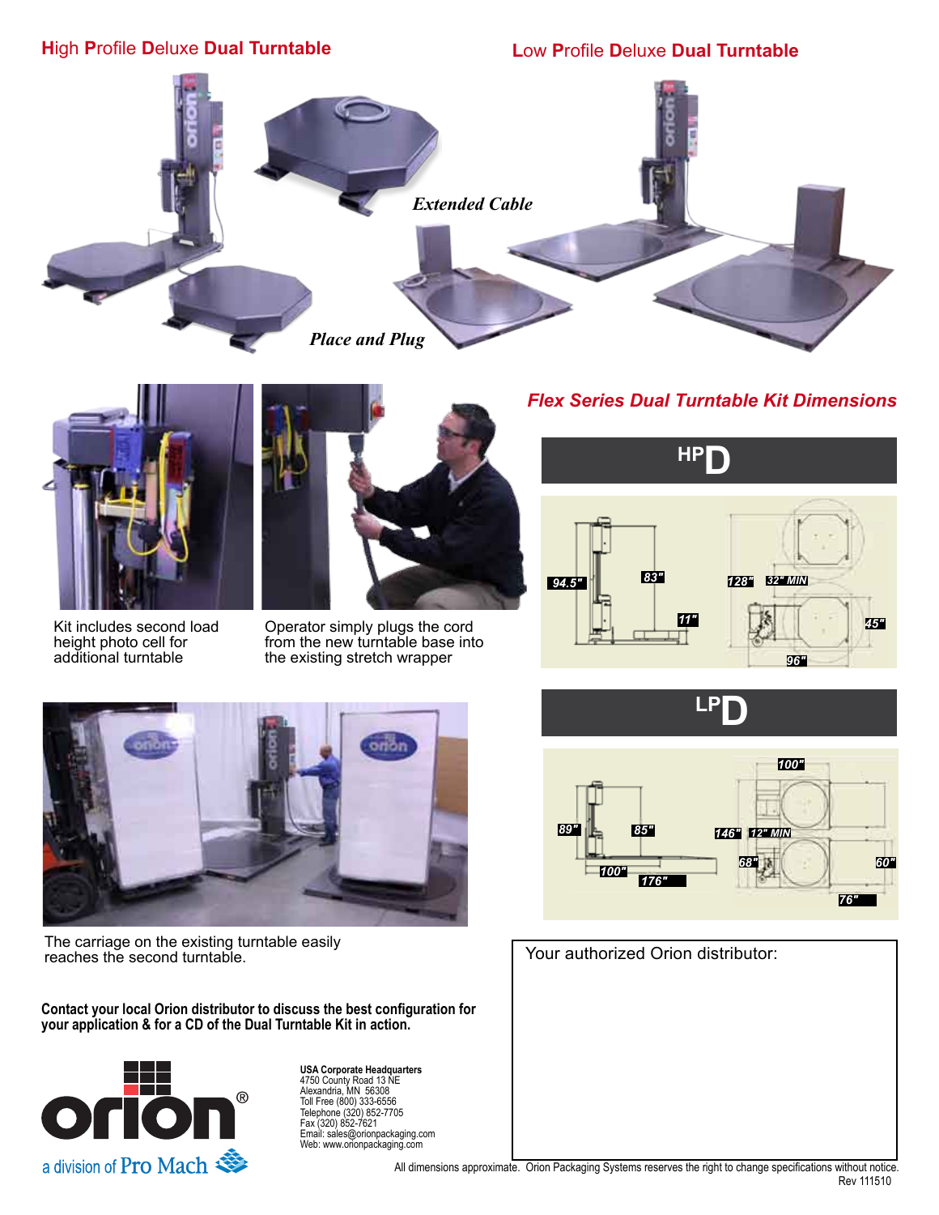## High Profile Deluxe Dual Turntable

## Low Profile Deluxe Dual Turntable

*Extended Cable*

*Place and Plug*

Kit includes second load height photo cell for additional turntable

Operator simply plugs the cord from the new turntable base into the existing stretch wrapper

The carriage on the existing turntable easily reaches the second turntable.

## *Flex Series Dual Turntable Kit Dimensions*

### HPD

94.5"
83"
11"
128"
32" MIN
45"
96"

### LPD

89"
85"
100"
176"
100"
146"
12" MIN
68"
60"
76"

**Contact your local Orion distributor to discuss the best configuration for your application & for a CD of the Dual Turntable Kit in action.**

Your authorized Orion distributor:

orion®
a division of Pro Mach

**USA Corporate Headquarters**
4750 County Road 13 NE
Alexandria, MN 56308
Toll Free (800) 333-6556
Telephone (320) 852-7705
Fax (320) 852-7621
Email: sales@orionpackaging.com
Web: www.orionpackaging.com

All dimensions approximate. Orion Packaging Systems reserves the right to change specifications without notice.
Rev 111510